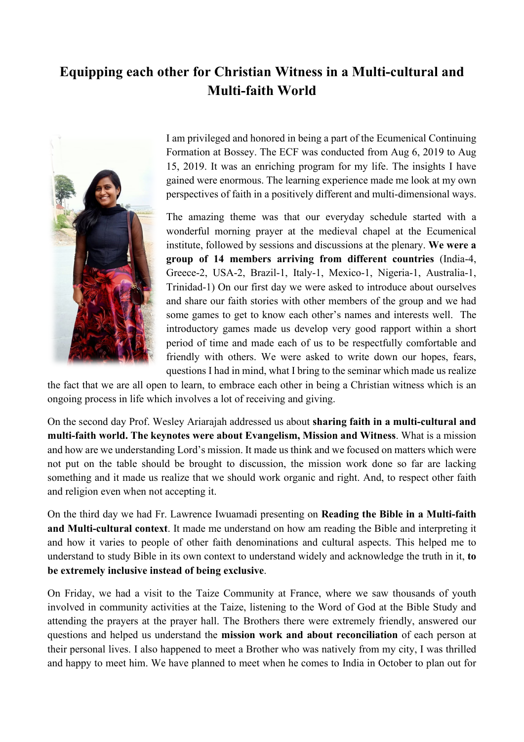# Equipping each other for Christian Witness in a Multi-cultural and Multi-faith World

I am privileged and honored in being a part of the Ecumenical Continuing Formation at Bossey. The ECF was conducted from Aug 6, 2019 to Aug 15, 2019. It was an enriching program for my life. The insights I have gained were enormous. The learning experience made me look at my own perspectives of faith in a positively different and multi-dimensional ways.

The amazing theme was that our everyday schedule started with a wonderful morning prayer at the medieval chapel at the Ecumenical institute, followed by sessions and discussions at the plenary. **We were a group of 14 members arriving from different countries** (India-4, Greece-2, USA-2, Brazil-1, Italy-1, Mexico-1, Nigeria-1, Australia-1, Trinidad-1) On our first day we were asked to introduce about ourselves and share our faith stories with other members of the group and we had some games to get to know each other's names and interests well. The introductory games made us develop very good rapport within a short period of time and made each of us to be respectfully comfortable and friendly with others. We were asked to write down our hopes, fears, questions I had in mind, what I bring to the seminar which made us realize the fact that we are all open to learn, to embrace each other in being a Christian witness which is an ongoing process in life which involves a lot of receiving and giving.

On the second day Prof. Wesley Ariarajah addressed us about **sharing faith in a multi-cultural and multi-faith world. The keynotes were about Evangelism, Mission and Witness**. What is a mission and how are we understanding Lord's mission. It made us think and we focused on matters which were not put on the table should be brought to discussion, the mission work done so far are lacking something and it made us realize that we should work organic and right. And, to respect other faith and religion even when not accepting it.

On the third day we had Fr. Lawrence Iwuamadi presenting on **Reading the Bible in a Multi-faith and Multi-cultural context**. It made me understand on how am reading the Bible and interpreting it and how it varies to people of other faith denominations and cultural aspects. This helped me to understand to study Bible in its own context to understand widely and acknowledge the truth in it, **to be extremely inclusive instead of being exclusive**.

On Friday, we had a visit to the Taize Community at France, where we saw thousands of youth involved in community activities at the Taize, listening to the Word of God at the Bible Study and attending the prayers at the prayer hall. The Brothers there were extremely friendly, answered our questions and helped us understand the **mission work and about reconciliation** of each person at their personal lives. I also happened to meet a Brother who was natively from my city, I was thrilled and happy to meet him. We have planned to meet when he comes to India in October to plan out for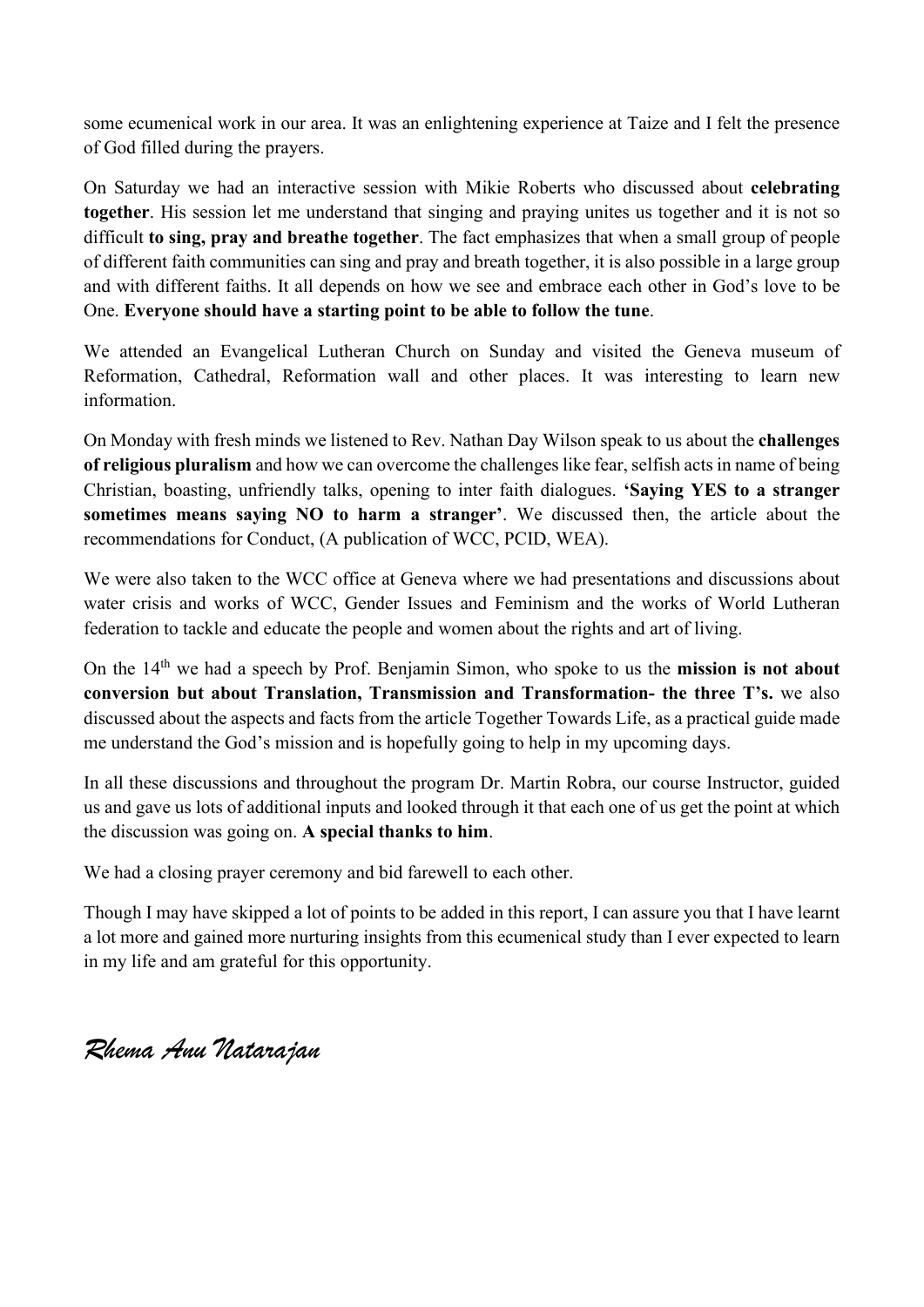some ecumenical work in our area. It was an enlightening experience at Taize and I felt the presence of God filled during the prayers.

On Saturday we had an interactive session with Mikie Roberts who discussed about **celebrating together**. His session let me understand that singing and praying unites us together and it is not so difficult **to sing, pray and breathe together**. The fact emphasizes that when a small group of people of different faith communities can sing and pray and breath together, it is also possible in a large group and with different faiths. It all depends on how we see and embrace each other in God's love to be One. **Everyone should have a starting point to be able to follow the tune**.

We attended an Evangelical Lutheran Church on Sunday and visited the Geneva museum of Reformation, Cathedral, Reformation wall and other places. It was interesting to learn new information.

On Monday with fresh minds we listened to Rev. Nathan Day Wilson speak to us about the **challenges of religious pluralism** and how we can overcome the challenges like fear, selfish acts in name of being Christian, boasting, unfriendly talks, opening to inter faith dialogues. **'Saying YES to a stranger sometimes means saying NO to harm a stranger'**. We discussed then, the article about the recommendations for Conduct, (A publication of WCC, PCID, WEA).

We were also taken to the WCC office at Geneva where we had presentations and discussions about water crisis and works of WCC, Gender Issues and Feminism and the works of World Lutheran federation to tackle and educate the people and women about the rights and art of living.

On the 14th we had a speech by Prof. Benjamin Simon, who spoke to us the **mission is not about conversion but about Translation, Transmission and Transformation- the three T's.** we also discussed about the aspects and facts from the article Together Towards Life, as a practical guide made me understand the God's mission and is hopefully going to help in my upcoming days.

In all these discussions and throughout the program Dr. Martin Robra, our course Instructor, guided us and gave us lots of additional inputs and looked through it that each one of us get the point at which the discussion was going on. **A special thanks to him**.

We had a closing prayer ceremony and bid farewell to each other.

Though I may have skipped a lot of points to be added in this report, I can assure you that I have learnt a lot more and gained more nurturing insights from this ecumenical study than I ever expected to learn in my life and am grateful for this opportunity.

*Rhema Anu Natarajan*